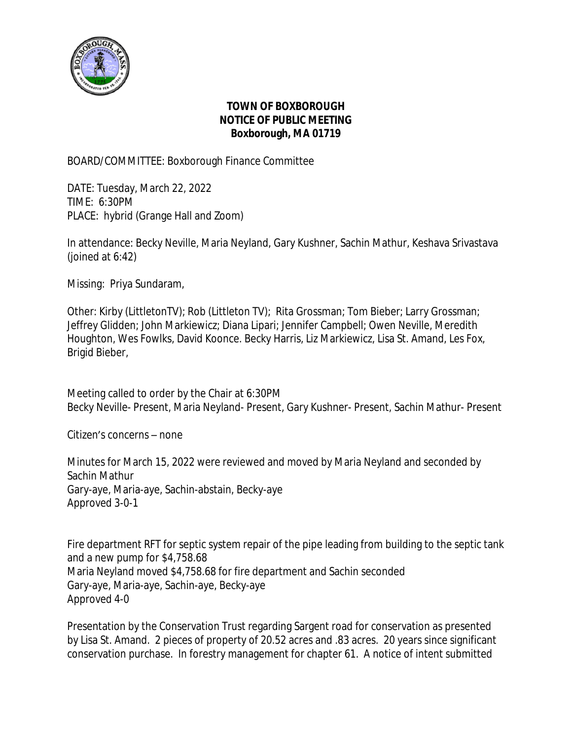**TOWN OF BOXBOROUGH**
**NOTICE OF PUBLIC MEETING**
**Boxborough, MA 01719**

BOARD/COMMITTEE: Boxborough Finance Committee

DATE: Tuesday, March 22, 2022
TIME: 6:30PM
PLACE: hybrid (Grange Hall and Zoom)

In attendance: Becky Neville, Maria Neyland, Gary Kushner, Sachin Mathur, Keshava Srivastava (joined at 6:42)

Missing: Priya Sundaram,

Other: Kirby (LittletonTV); Rob (Littleton TV); Rita Grossman; Tom Bieber; Larry Grossman; Jeffrey Glidden; John Markiewicz; Diana Lipari; Jennifer Campbell; Owen Neville, Meredith Houghton, Wes Fowlks, David Koonce. Becky Harris, Liz Markiewicz, Lisa St. Amand, Les Fox, Brigid Bieber,

Meeting called to order by the Chair at 6:30PM
Becky Neville- Present, Maria Neyland- Present, Gary Kushner- Present, Sachin Mathur- Present

Citizen's concerns – none

Minutes for March 15, 2022 were reviewed and moved by Maria Neyland and seconded by Sachin Mathur
Gary-aye, Maria-aye, Sachin-abstain, Becky-aye
Approved 3-0-1

Fire department RFT for septic system repair of the pipe leading from building to the septic tank and a new pump for $4,758.68
Maria Neyland moved $4,758.68 for fire department and Sachin seconded
Gary-aye, Maria-aye, Sachin-aye, Becky-aye
Approved 4-0

Presentation by the Conservation Trust regarding Sargent road for conservation as presented by Lisa St. Amand. 2 pieces of property of 20.52 acres and .83 acres. 20 years since significant conservation purchase. In forestry management for chapter 61. A notice of intent submitted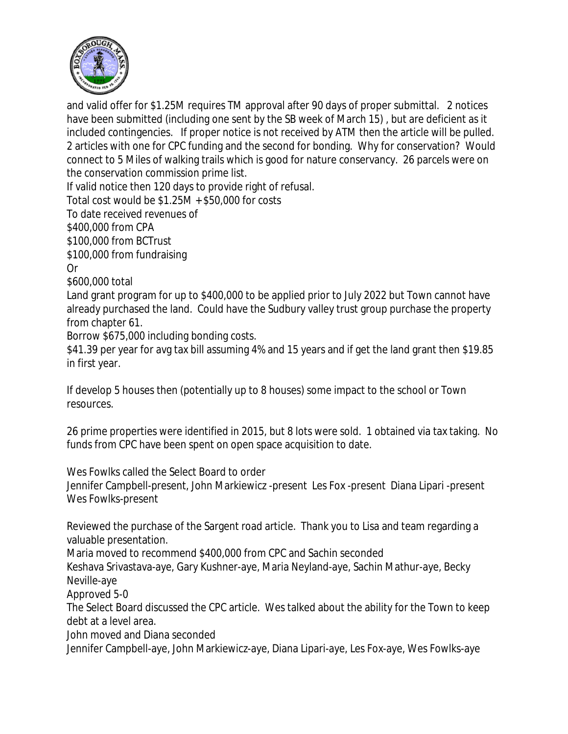and valid offer for $1.25M requires TM approval after 90 days of proper submittal. 2 notices have been submitted (including one sent by the SB week of March 15) , but are deficient as it included contingencies. If proper notice is not received by ATM then the article will be pulled. 2 articles with one for CPC funding and the second for bonding. Why for conservation? Would connect to 5 Miles of walking trails which is good for nature conservancy. 26 parcels were on the conservation commission prime list.

If valid notice then 120 days to provide right of refusal.

Total cost would be $1.25M + $50,000 for costs

To date received revenues of

$400,000 from CPA

$100,000 from BCTrust

$100,000 from fundraising

Or

$600,000 total

Land grant program for up to $400,000 to be applied prior to July 2022 but Town cannot have already purchased the land. Could have the Sudbury valley trust group purchase the property from chapter 61.

Borrow $675,000 including bonding costs.

$41.39 per year for avg tax bill assuming 4% and 15 years and if get the land grant then $19.85 in first year.

If develop 5 houses then (potentially up to 8 houses) some impact to the school or Town resources.

26 prime properties were identified in 2015, but 8 lots were sold. 1 obtained via tax taking. No funds from CPC have been spent on open space acquisition to date.

Wes Fowlks called the Select Board to order

Jennifer Campbell-present, John Markiewicz -present Les Fox -present Diana Lipari -present Wes Fowlks-present

Reviewed the purchase of the Sargent road article. Thank you to Lisa and team regarding a valuable presentation.

Maria moved to recommend $400,000 from CPC and Sachin seconded

Keshava Srivastava-aye, Gary Kushner-aye, Maria Neyland-aye, Sachin Mathur-aye, Becky Neville-aye

Approved 5-0

The Select Board discussed the CPC article. Wes talked about the ability for the Town to keep debt at a level area.

John moved and Diana seconded

Jennifer Campbell-aye, John Markiewicz-aye, Diana Lipari-aye, Les Fox-aye, Wes Fowlks-aye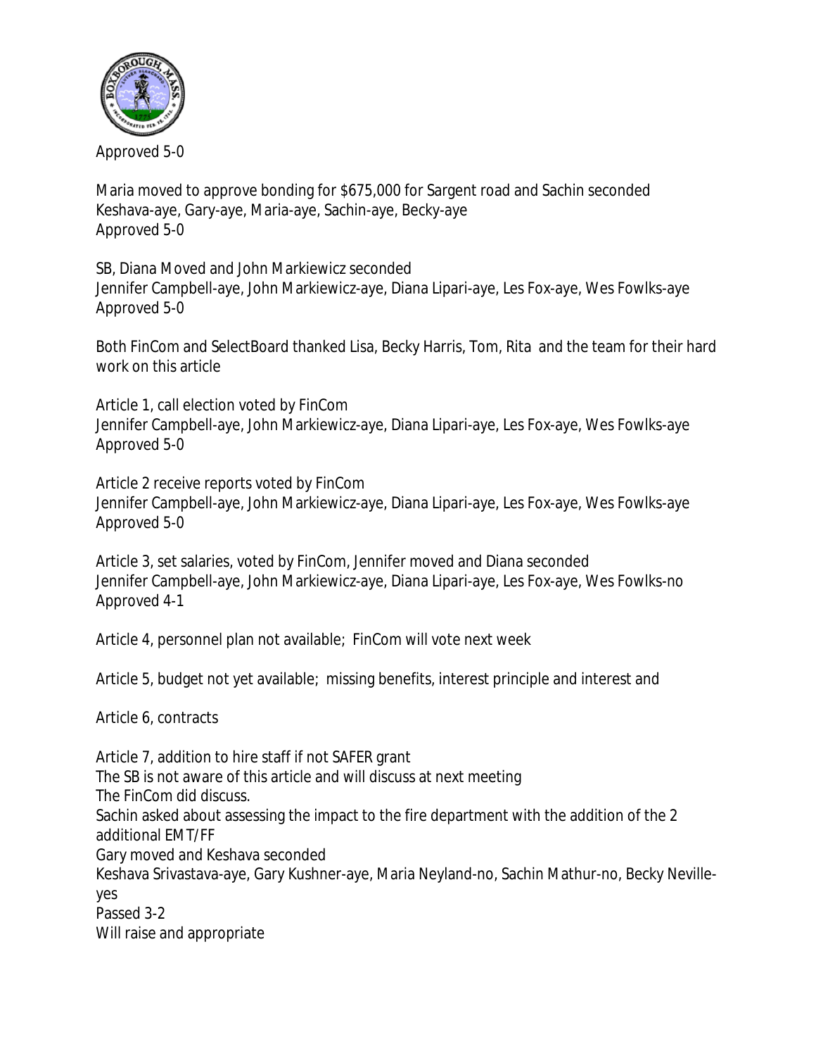Approved 5-0

Maria moved to approve bonding for $675,000 for Sargent road and Sachin seconded
Keshava-aye, Gary-aye, Maria-aye, Sachin-aye, Becky-aye
Approved 5-0

SB, Diana Moved and John Markiewicz seconded
Jennifer Campbell-aye, John Markiewicz-aye, Diana Lipari-aye, Les Fox-aye, Wes Fowlks-aye
Approved 5-0

Both FinCom and SelectBoard thanked Lisa, Becky Harris, Tom, Rita and the team for their hard work on this article

Article 1, call election voted by FinCom
Jennifer Campbell-aye, John Markiewicz-aye, Diana Lipari-aye, Les Fox-aye, Wes Fowlks-aye
Approved 5-0

Article 2 receive reports voted by FinCom
Jennifer Campbell-aye, John Markiewicz-aye, Diana Lipari-aye, Les Fox-aye, Wes Fowlks-aye
Approved 5-0

Article 3, set salaries, voted by FinCom, Jennifer moved and Diana seconded
Jennifer Campbell-aye, John Markiewicz-aye, Diana Lipari-aye, Les Fox-aye, Wes Fowlks-no
Approved 4-1

Article 4, personnel plan not available; FinCom will vote next week

Article 5, budget not yet available; missing benefits, interest principle and interest and

Article 6, contracts

Article 7, addition to hire staff if not SAFER grant
The SB is not aware of this article and will discuss at next meeting
The FinCom did discuss.
Sachin asked about assessing the impact to the fire department with the addition of the 2 additional EMT/FF
Gary moved and Keshava seconded
Keshava Srivastava-aye, Gary Kushner-aye, Maria Neyland-no, Sachin Mathur-no, Becky Neville-yes
Passed 3-2
Will raise and appropriate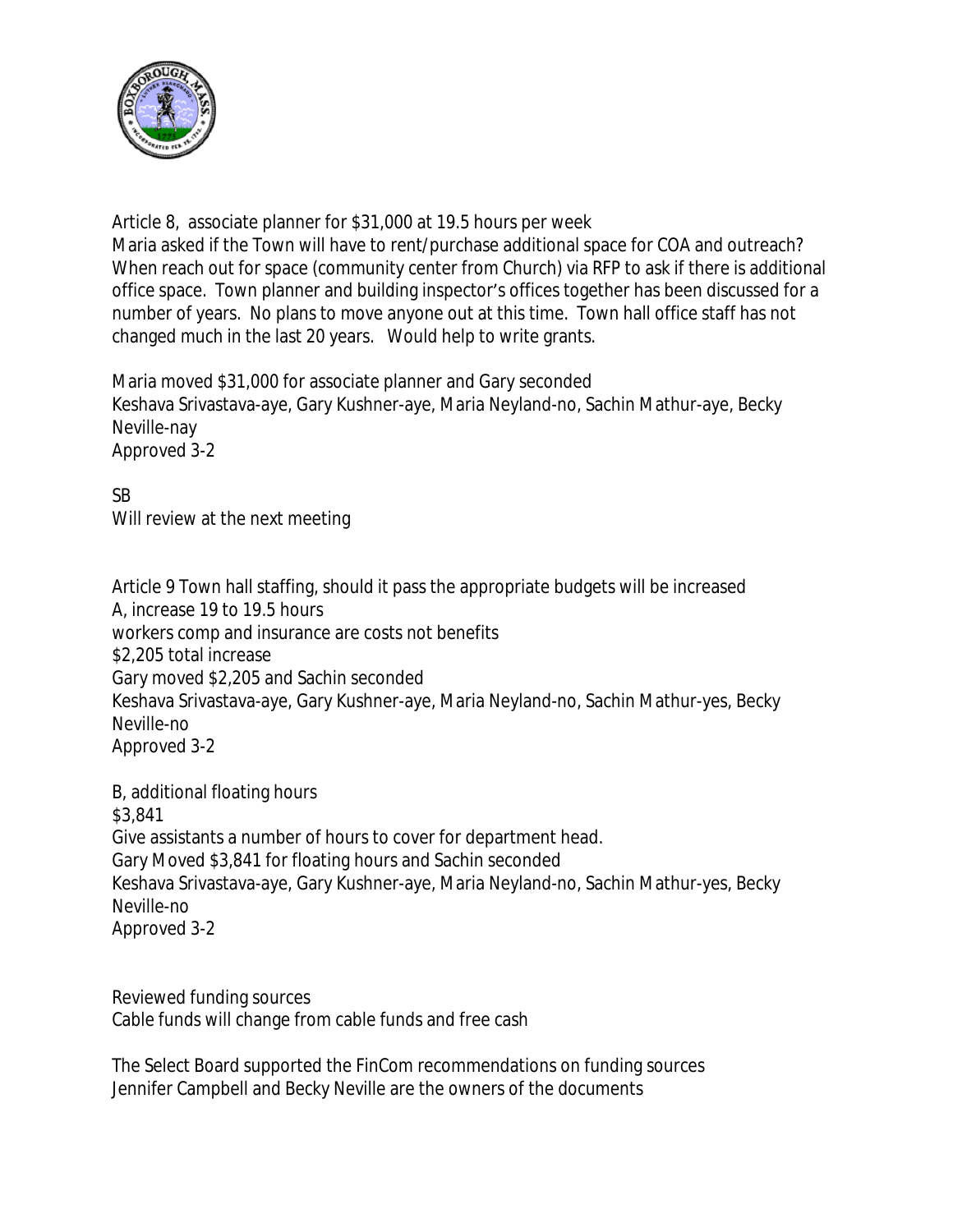Article 8, associate planner for $31,000 at 19.5 hours per week
Maria asked if the Town will have to rent/purchase additional space for COA and outreach? When reach out for space (community center from Church) via RFP to ask if there is additional office space. Town planner and building inspector's offices together has been discussed for a number of years. No plans to move anyone out at this time. Town hall office staff has not changed much in the last 20 years. Would help to write grants.

Maria moved $31,000 for associate planner and Gary seconded
Keshava Srivastava-aye, Gary Kushner-aye, Maria Neyland-no, Sachin Mathur-aye, Becky Neville-nay
Approved 3-2

SB
Will review at the next meeting

Article 9 Town hall staffing, should it pass the appropriate budgets will be increased
A, increase 19 to 19.5 hours
workers comp and insurance are costs not benefits
$2,205 total increase
Gary moved $2,205 and Sachin seconded
Keshava Srivastava-aye, Gary Kushner-aye, Maria Neyland-no, Sachin Mathur-yes, Becky Neville-no
Approved 3-2

B, additional floating hours
$3,841
Give assistants a number of hours to cover for department head.
Gary Moved $3,841 for floating hours and Sachin seconded
Keshava Srivastava-aye, Gary Kushner-aye, Maria Neyland-no, Sachin Mathur-yes, Becky Neville-no
Approved 3-2

Reviewed funding sources
Cable funds will change from cable funds and free cash

The Select Board supported the FinCom recommendations on funding sources
Jennifer Campbell and Becky Neville are the owners of the documents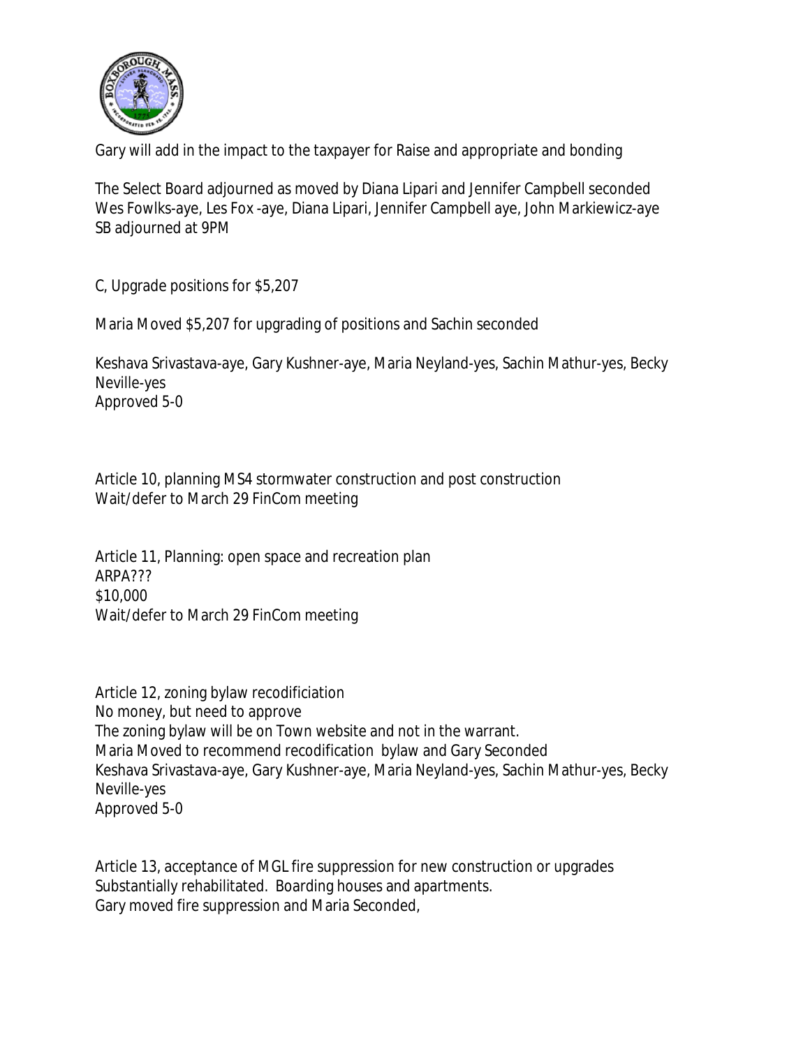Gary will add in the impact to the taxpayer for Raise and appropriate and bonding

The Select Board adjourned as moved by Diana Lipari and Jennifer Campbell seconded
Wes Fowlks-aye, Les Fox -aye, Diana Lipari, Jennifer Campbell aye, John Markiewicz-aye
SB adjourned at 9PM

C, Upgrade positions for $5,207

Maria Moved $5,207 for upgrading of positions and Sachin seconded

Keshava Srivastava-aye, Gary Kushner-aye, Maria Neyland-yes, Sachin Mathur-yes, Becky Neville-yes
Approved 5-0

Article 10, planning MS4 stormwater construction and post construction
Wait/defer to March 29 FinCom meeting

Article 11, Planning: open space and recreation plan
ARPA???
$10,000
Wait/defer to March 29 FinCom meeting

Article 12, zoning bylaw recodificiation
No money, but need to approve
The zoning bylaw will be on Town website and not in the warrant.
Maria Moved to recommend recodification bylaw and Gary Seconded
Keshava Srivastava-aye, Gary Kushner-aye, Maria Neyland-yes, Sachin Mathur-yes, Becky Neville-yes
Approved 5-0

Article 13, acceptance of MGL fire suppression for new construction or upgrades
Substantially rehabilitated. Boarding houses and apartments.
Gary moved fire suppression and Maria Seconded,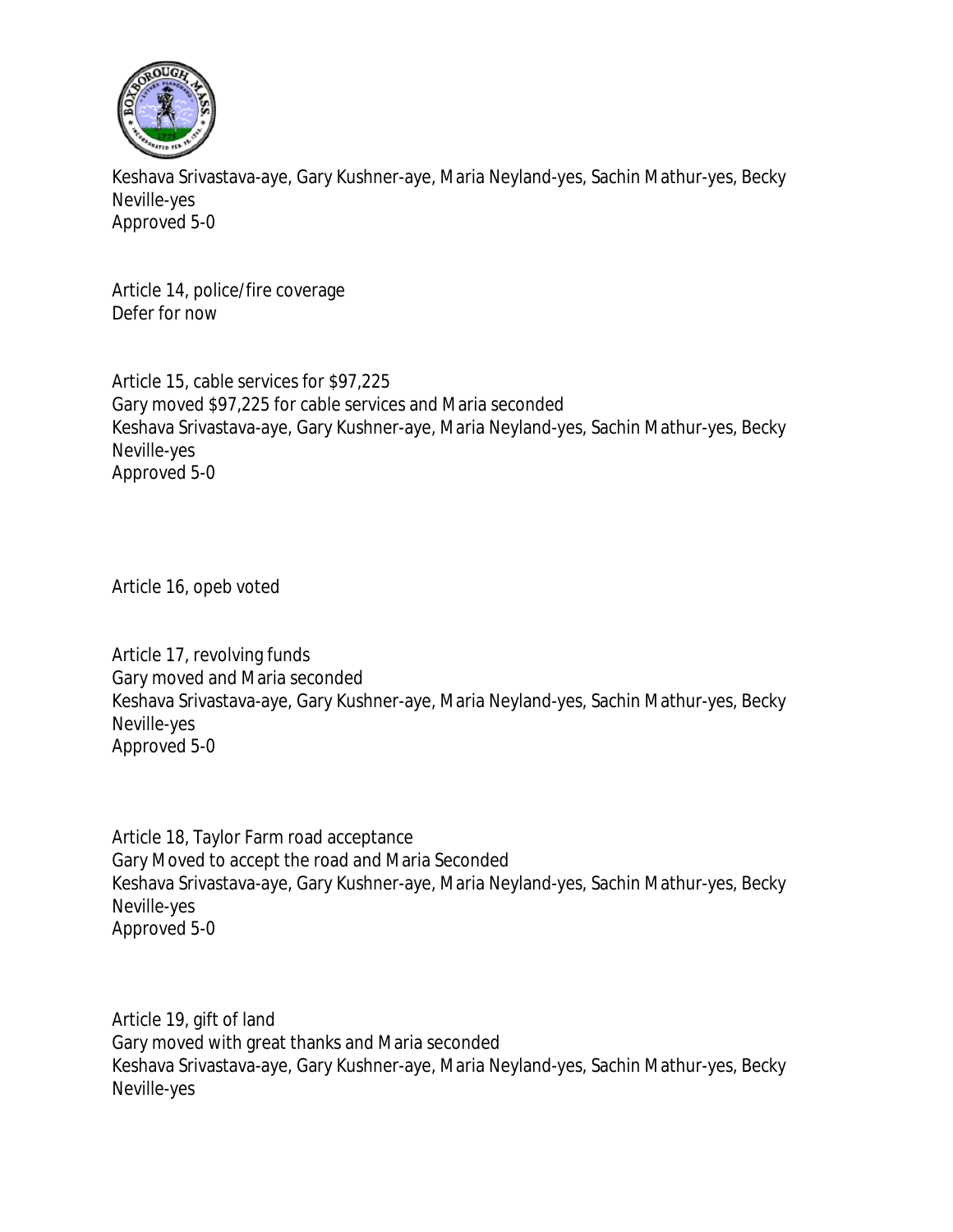Keshava Srivastava-aye, Gary Kushner-aye, Maria Neyland-yes, Sachin Mathur-yes, Becky Neville-yes
Approved 5-0

Article 14, police/fire coverage
Defer for now

Article 15, cable services for $97,225
Gary moved $97,225 for cable services and Maria seconded
Keshava Srivastava-aye, Gary Kushner-aye, Maria Neyland-yes, Sachin Mathur-yes, Becky Neville-yes
Approved 5-0

Article 16, opeb voted

Article 17, revolving funds
Gary moved and Maria seconded
Keshava Srivastava-aye, Gary Kushner-aye, Maria Neyland-yes, Sachin Mathur-yes, Becky Neville-yes
Approved 5-0

Article 18, Taylor Farm road acceptance
Gary Moved to accept the road and Maria Seconded
Keshava Srivastava-aye, Gary Kushner-aye, Maria Neyland-yes, Sachin Mathur-yes, Becky Neville-yes
Approved 5-0

Article 19, gift of land
Gary moved with great thanks and Maria seconded
Keshava Srivastava-aye, Gary Kushner-aye, Maria Neyland-yes, Sachin Mathur-yes, Becky Neville-yes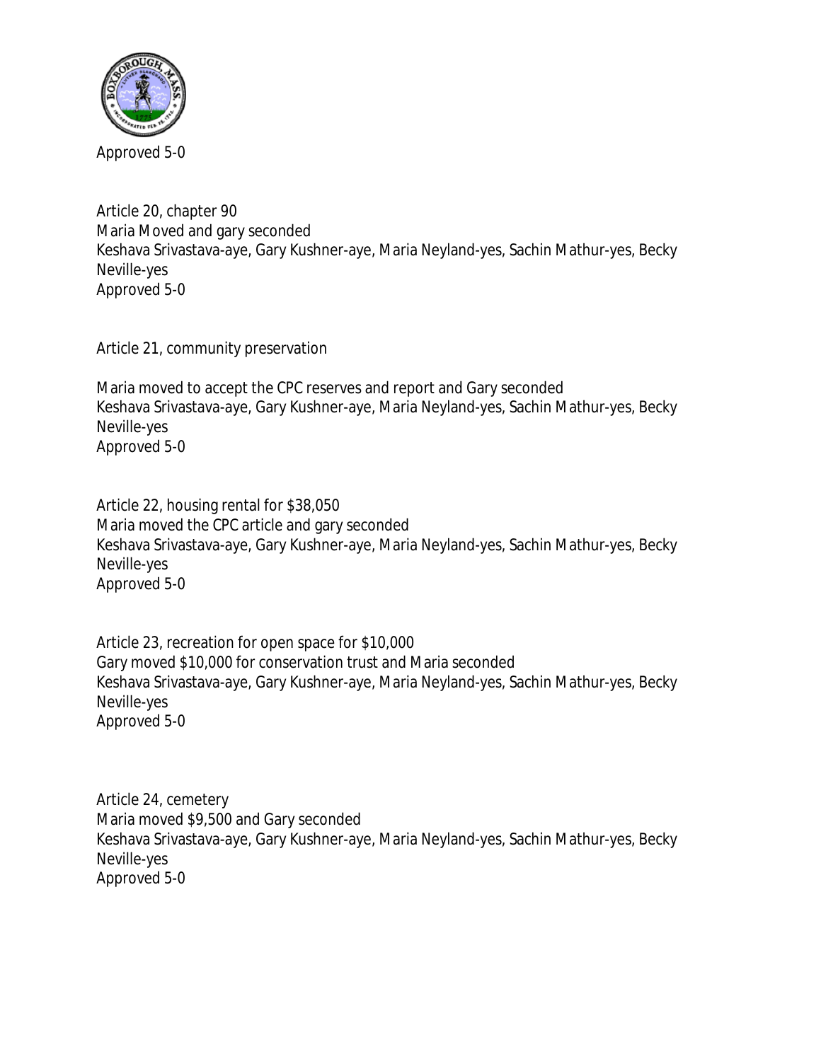Approved 5-0

Article 20, chapter 90
Maria Moved and gary seconded
Keshava Srivastava-aye, Gary Kushner-aye, Maria Neyland-yes, Sachin Mathur-yes, Becky Neville-yes
Approved 5-0

Article 21, community preservation

Maria moved to accept the CPC reserves and report and Gary seconded
Keshava Srivastava-aye, Gary Kushner-aye, Maria Neyland-yes, Sachin Mathur-yes, Becky Neville-yes
Approved 5-0

Article 22, housing rental for $38,050
Maria moved the CPC article and gary seconded
Keshava Srivastava-aye, Gary Kushner-aye, Maria Neyland-yes, Sachin Mathur-yes, Becky Neville-yes
Approved 5-0

Article 23, recreation for open space for $10,000
Gary moved $10,000 for conservation trust and Maria seconded
Keshava Srivastava-aye, Gary Kushner-aye, Maria Neyland-yes, Sachin Mathur-yes, Becky Neville-yes
Approved 5-0

Article 24, cemetery
Maria moved $9,500 and Gary seconded
Keshava Srivastava-aye, Gary Kushner-aye, Maria Neyland-yes, Sachin Mathur-yes, Becky Neville-yes
Approved 5-0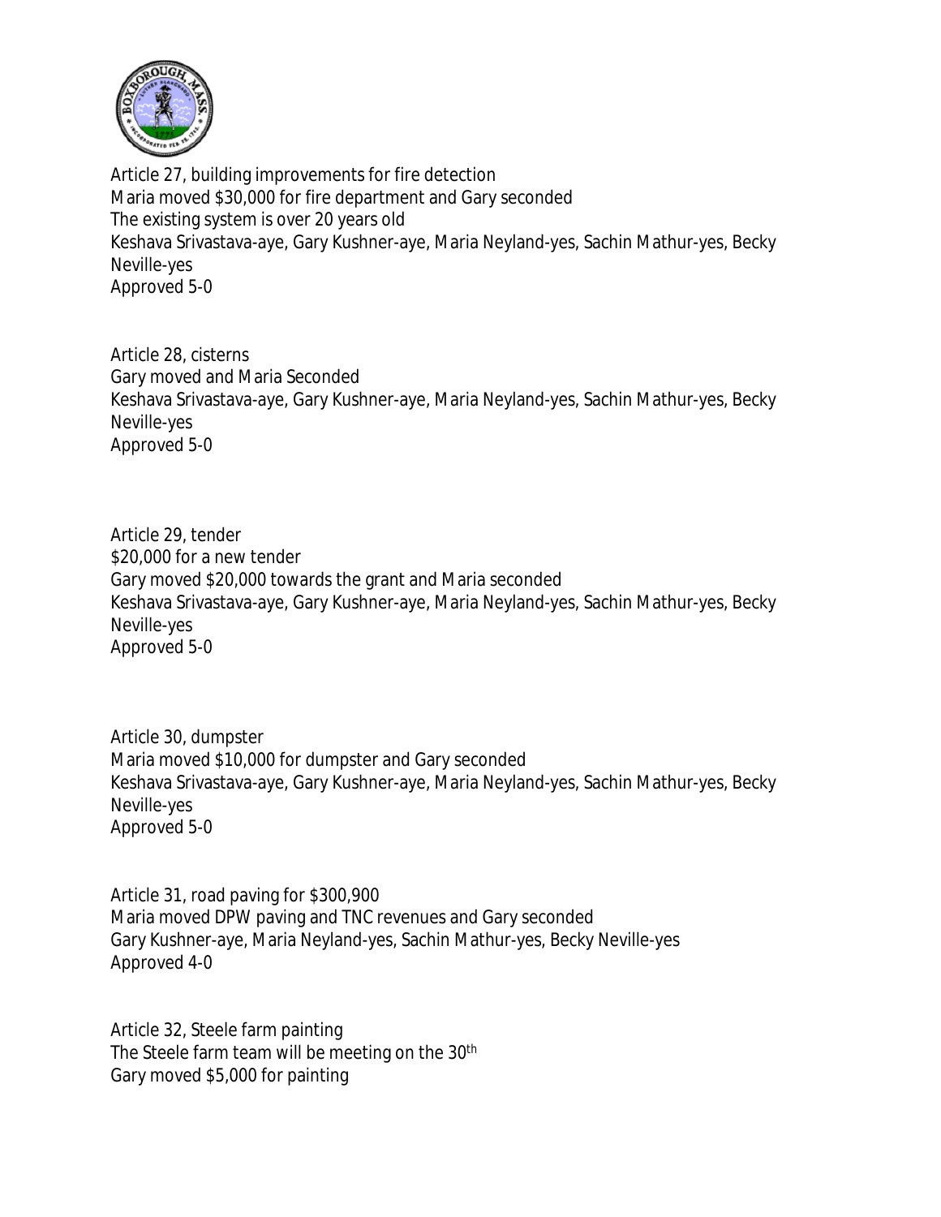Article 27, building improvements for fire detection
Maria moved $30,000 for fire department and Gary seconded
The existing system is over 20 years old
Keshava Srivastava-aye, Gary Kushner-aye, Maria Neyland-yes, Sachin Mathur-yes, Becky Neville-yes
Approved 5-0

Article 28, cisterns
Gary moved and Maria Seconded
Keshava Srivastava-aye, Gary Kushner-aye, Maria Neyland-yes, Sachin Mathur-yes, Becky Neville-yes
Approved 5-0

Article 29, tender
$20,000 for a new tender
Gary moved $20,000 towards the grant and Maria seconded
Keshava Srivastava-aye, Gary Kushner-aye, Maria Neyland-yes, Sachin Mathur-yes, Becky Neville-yes
Approved 5-0

Article 30, dumpster
Maria moved $10,000 for dumpster and Gary seconded
Keshava Srivastava-aye, Gary Kushner-aye, Maria Neyland-yes, Sachin Mathur-yes, Becky Neville-yes
Approved 5-0

Article 31, road paving for $300,900
Maria moved DPW paving and TNC revenues and Gary seconded
Gary Kushner-aye, Maria Neyland-yes, Sachin Mathur-yes, Becky Neville-yes
Approved 4-0

Article 32, Steele farm painting
The Steele farm team will be meeting on the 30th
Gary moved $5,000 for painting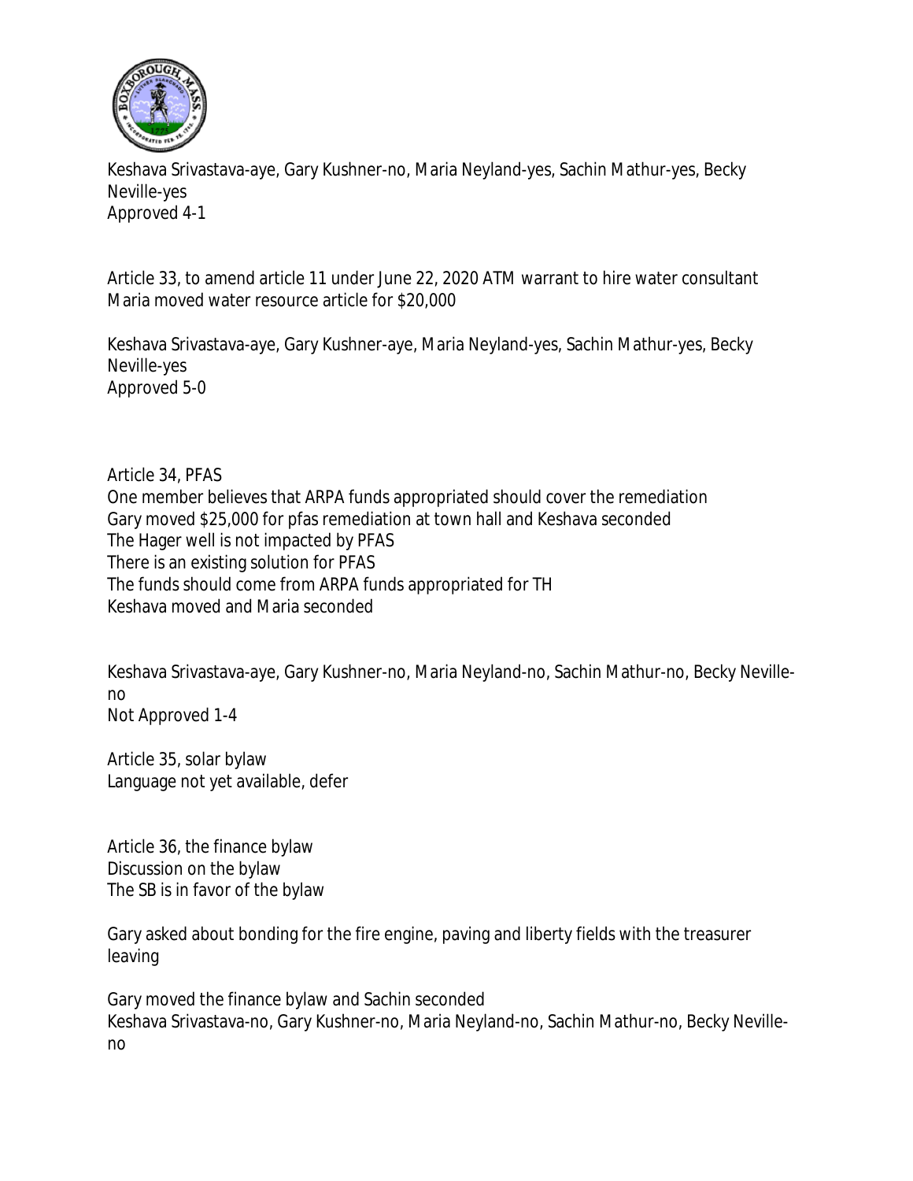Keshava Srivastava-aye, Gary Kushner-no, Maria Neyland-yes, Sachin Mathur-yes, Becky Neville-yes
Approved 4-1

Article 33, to amend article 11 under June 22, 2020 ATM warrant to hire water consultant
Maria moved water resource article for $20,000

Keshava Srivastava-aye, Gary Kushner-aye, Maria Neyland-yes, Sachin Mathur-yes, Becky Neville-yes
Approved 5-0

Article 34, PFAS
One member believes that ARPA funds appropriated should cover the remediation
Gary moved $25,000 for pfas remediation at town hall and Keshava seconded
The Hager well is not impacted by PFAS
There is an existing solution for PFAS
The funds should come from ARPA funds appropriated for TH
Keshava moved and Maria seconded

Keshava Srivastava-aye, Gary Kushner-no, Maria Neyland-no, Sachin Mathur-no, Becky Neville-no
Not Approved 1-4

Article 35, solar bylaw
Language not yet available, defer

Article 36, the finance bylaw
Discussion on the bylaw
The SB is in favor of the bylaw

Gary asked about bonding for the fire engine, paving and liberty fields with the treasurer leaving

Gary moved the finance bylaw and Sachin seconded
Keshava Srivastava-no, Gary Kushner-no, Maria Neyland-no, Sachin Mathur-no, Becky Neville-no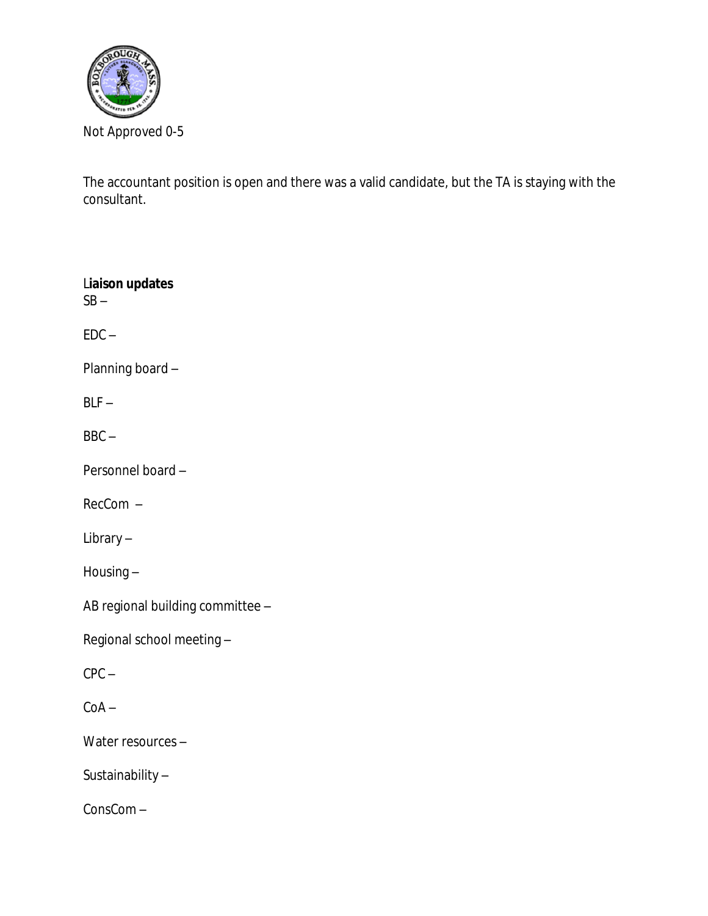Not Approved 0-5

The accountant position is open and there was a valid candidate, but the TA is staying with the consultant.

**Liaison updates**

SB –

EDC –

Planning board –

BLF –

BBC –

Personnel board –

RecCom –

Library –

Housing –

AB regional building committee –

Regional school meeting –

CPC –

CoA –

Water resources –

Sustainability –

ConsCom –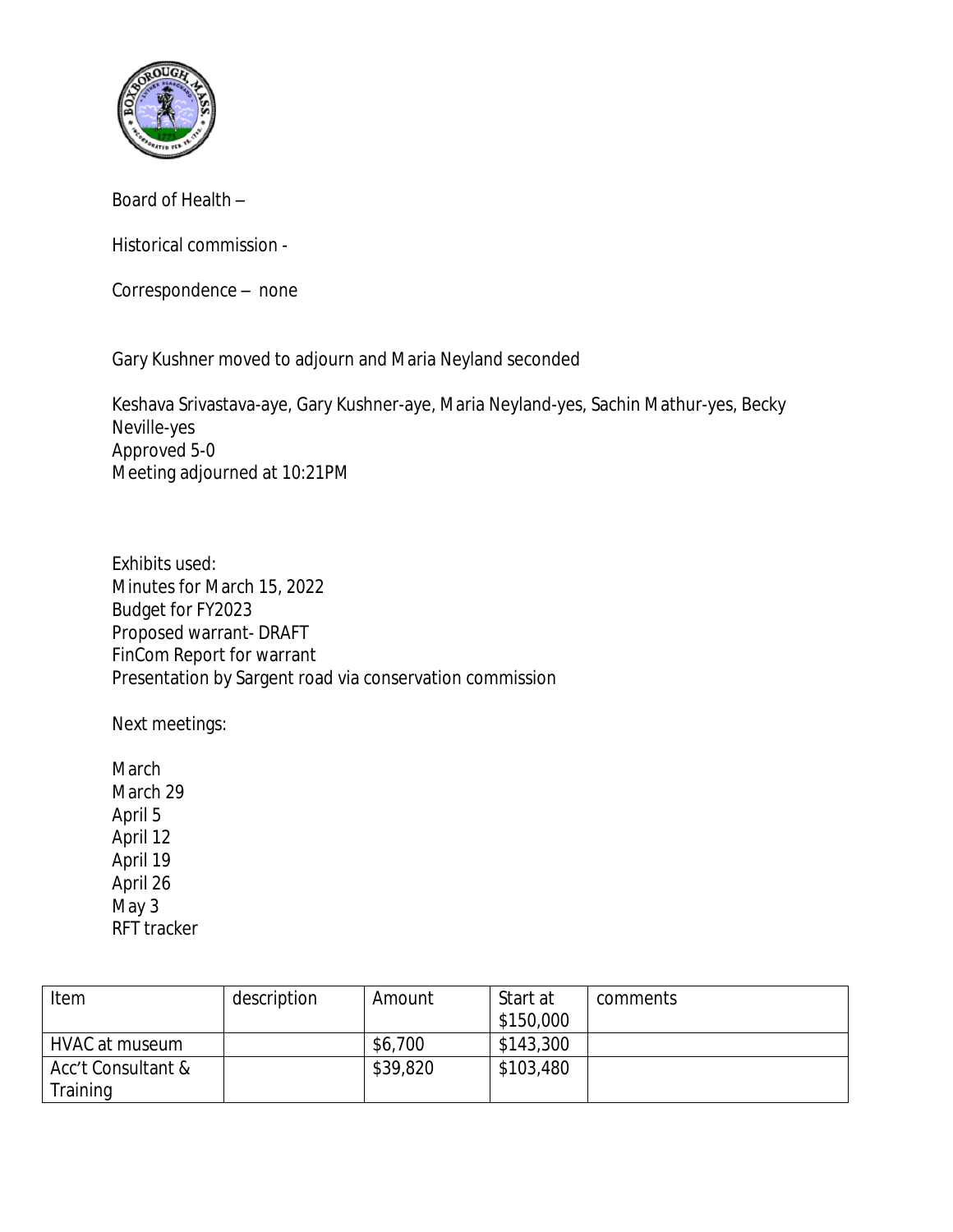Board of Health –

Historical commission -

Correspondence – none

Gary Kushner moved to adjourn and Maria Neyland seconded

Keshava Srivastava-aye, Gary Kushner-aye, Maria Neyland-yes, Sachin Mathur-yes, Becky Neville-yes
Approved 5-0
Meeting adjourned at 10:21PM

Exhibits used:
Minutes for March 15, 2022
Budget for FY2023
Proposed warrant- DRAFT
FinCom Report for warrant
Presentation by Sargent road via conservation commission

Next meetings:

March
March 29
April 5
April 12
April 19
April 26
May 3
RFT tracker

| Item | description | Amount | Start at $150,000 | comments |
|---|---|---|---|---|
| HVAC at museum | | $6,700 | $143,300 | |
| Acc't Consultant & Training | | $39,820 | $103,480 | |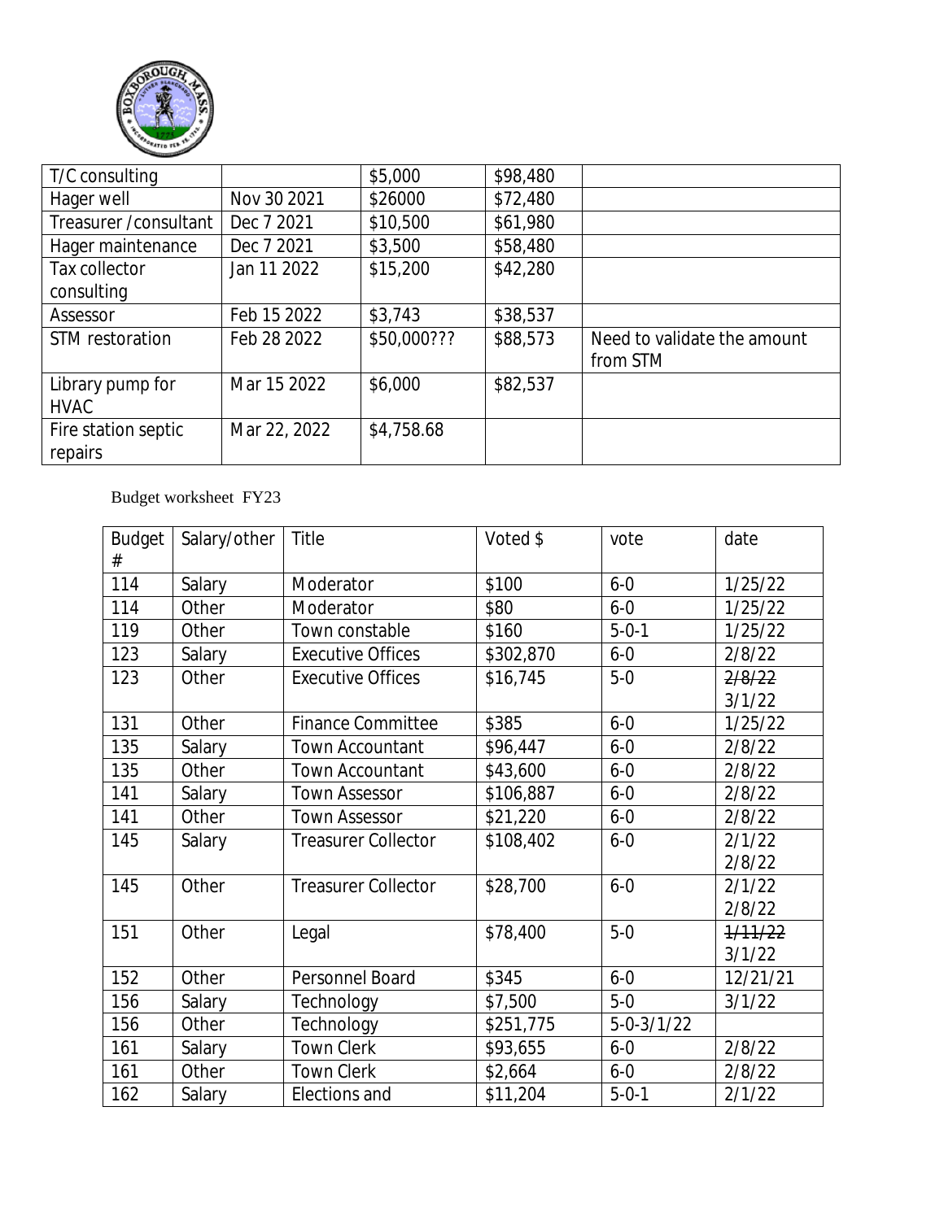| | | | | |
|---|---|---|---|---|
| T/C consulting | | $5,000 | $98,480 | |
| Hager well | Nov 30 2021 | $26000 | $72,480 | |
| Treasurer /consultant | Dec 7 2021 | $10,500 | $61,980 | |
| Hager maintenance | Dec 7 2021 | $3,500 | $58,480 | |
| Tax collector consulting | Jan 11 2022 | $15,200 | $42,280 | |
| Assessor | Feb 15 2022 | $3,743 | $38,537 | |
| STM restoration | Feb 28 2022 | $50,000??? | $88,573 | Need to validate the amount from STM |
| Library pump for HVAC | Mar 15 2022 | $6,000 | $82,537 | |
| Fire station septic repairs | Mar 22, 2022 | $4,758.68 | | |

Budget worksheet FY23

| Budget # | Salary/other | Title | Voted $ | vote | date |
|---|---|---|---|---|---|
| 114 | Salary | Moderator | $100 | 6-0 | 1/25/22 |
| 114 | Other | Moderator | $80 | 6-0 | 1/25/22 |
| 119 | Other | Town constable | $160 | 5-0-1 | 1/25/22 |
| 123 | Salary | Executive Offices | $302,870 | 6-0 | 2/8/22 |
| 123 | Other | Executive Offices | $16,745 | 5-0 | ~~2/8/22~~ 3/1/22 |
| 131 | Other | Finance Committee | $385 | 6-0 | 1/25/22 |
| 135 | Salary | Town Accountant | $96,447 | 6-0 | 2/8/22 |
| 135 | Other | Town Accountant | $43,600 | 6-0 | 2/8/22 |
| 141 | Salary | Town Assessor | $106,887 | 6-0 | 2/8/22 |
| 141 | Other | Town Assessor | $21,220 | 6-0 | 2/8/22 |
| 145 | Salary | Treasurer Collector | $108,402 | 6-0 | 2/1/22 2/8/22 |
| 145 | Other | Treasurer Collector | $28,700 | 6-0 | 2/1/22 2/8/22 |
| 151 | Other | Legal | $78,400 | 5-0 | ~~1/11/22~~ 3/1/22 |
| 152 | Other | Personnel Board | $345 | 6-0 | 12/21/21 |
| 156 | Salary | Technology | $7,500 | 5-0 | 3/1/22 |
| 156 | Other | Technology | $251,775 | 5-0-3/1/22 | |
| 161 | Salary | Town Clerk | $93,655 | 6-0 | 2/8/22 |
| 161 | Other | Town Clerk | $2,664 | 6-0 | 2/8/22 |
| 162 | Salary | Elections and | $11,204 | 5-0-1 | 2/1/22 |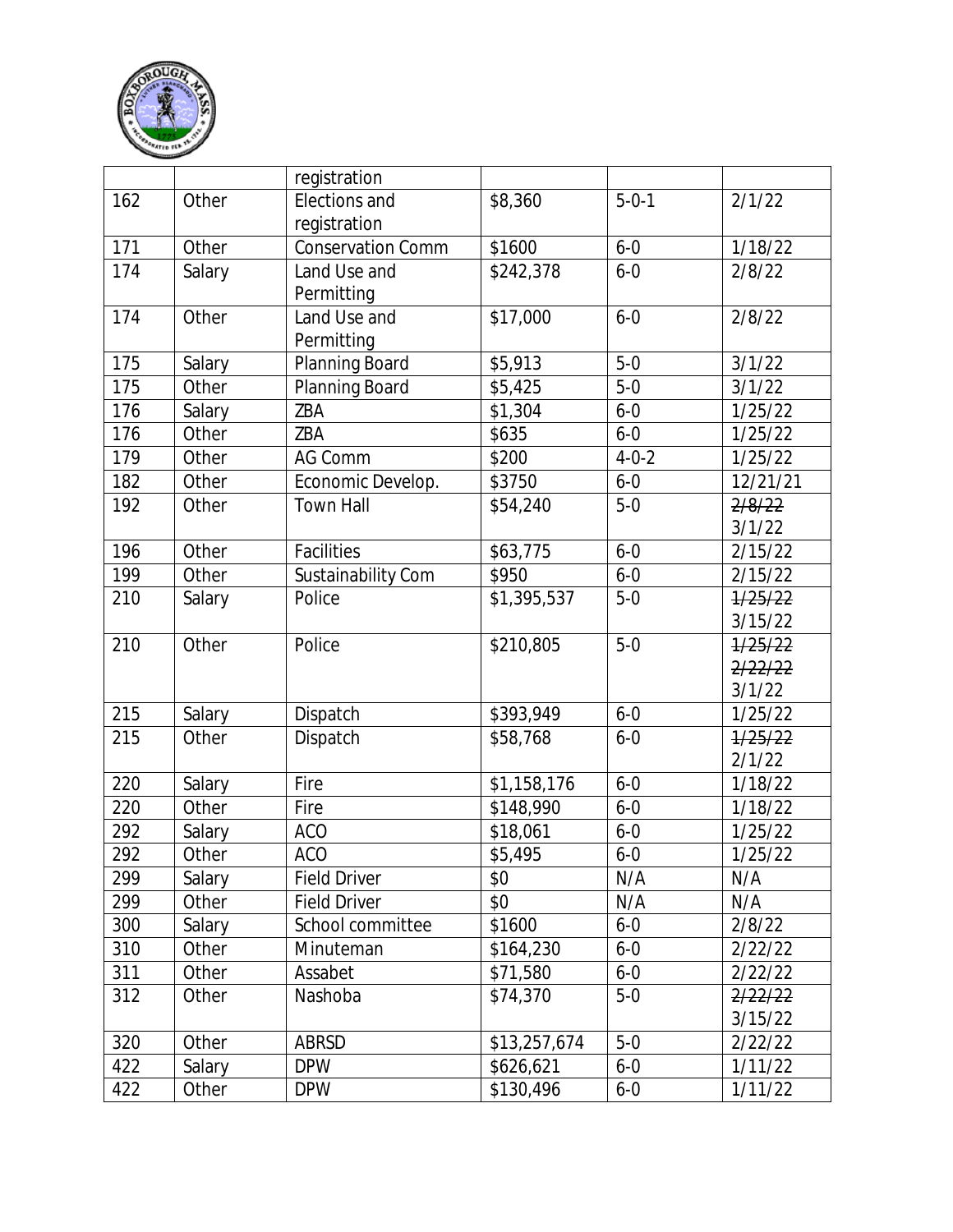| | | registration | | | |
|---|---|---|---|---|---|
| 162 | Other | Elections and registration | $8,360 | 5-0-1 | 2/1/22 |
| 171 | Other | Conservation Comm | $1600 | 6-0 | 1/18/22 |
| 174 | Salary | Land Use and Permitting | $242,378 | 6-0 | 2/8/22 |
| 174 | Other | Land Use and Permitting | $17,000 | 6-0 | 2/8/22 |
| 175 | Salary | Planning Board | $5,913 | 5-0 | 3/1/22 |
| 175 | Other | Planning Board | $5,425 | 5-0 | 3/1/22 |
| 176 | Salary | ZBA | $1,304 | 6-0 | 1/25/22 |
| 176 | Other | ZBA | $635 | 6-0 | 1/25/22 |
| 179 | Other | AG Comm | $200 | 4-0-2 | 1/25/22 |
| 182 | Other | Economic Develop. | $3750 | 6-0 | 12/21/21 |
| 192 | Other | Town Hall | $54,240 | 5-0 | ~~2/8/22~~ 3/1/22 |
| 196 | Other | Facilities | $63,775 | 6-0 | 2/15/22 |
| 199 | Other | Sustainability Com | $950 | 6-0 | 2/15/22 |
| 210 | Salary | Police | $1,395,537 | 5-0 | ~~1/25/22~~ 3/15/22 |
| 210 | Other | Police | $210,805 | 5-0 | ~~1/25/22~~ ~~2/22/22~~ 3/1/22 |
| 215 | Salary | Dispatch | $393,949 | 6-0 | 1/25/22 |
| 215 | Other | Dispatch | $58,768 | 6-0 | ~~1/25/22~~ 2/1/22 |
| 220 | Salary | Fire | $1,158,176 | 6-0 | 1/18/22 |
| 220 | Other | Fire | $148,990 | 6-0 | 1/18/22 |
| 292 | Salary | ACO | $18,061 | 6-0 | 1/25/22 |
| 292 | Other | ACO | $5,495 | 6-0 | 1/25/22 |
| 299 | Salary | Field Driver | $0 | N/A | N/A |
| 299 | Other | Field Driver | $0 | N/A | N/A |
| 300 | Salary | School committee | $1600 | 6-0 | 2/8/22 |
| 310 | Other | Minuteman | $164,230 | 6-0 | 2/22/22 |
| 311 | Other | Assabet | $71,580 | 6-0 | 2/22/22 |
| 312 | Other | Nashoba | $74,370 | 5-0 | ~~2/22/22~~ 3/15/22 |
| 320 | Other | ABRSD | $13,257,674 | 5-0 | 2/22/22 |
| 422 | Salary | DPW | $626,621 | 6-0 | 1/11/22 |
| 422 | Other | DPW | $130,496 | 6-0 | 1/11/22 |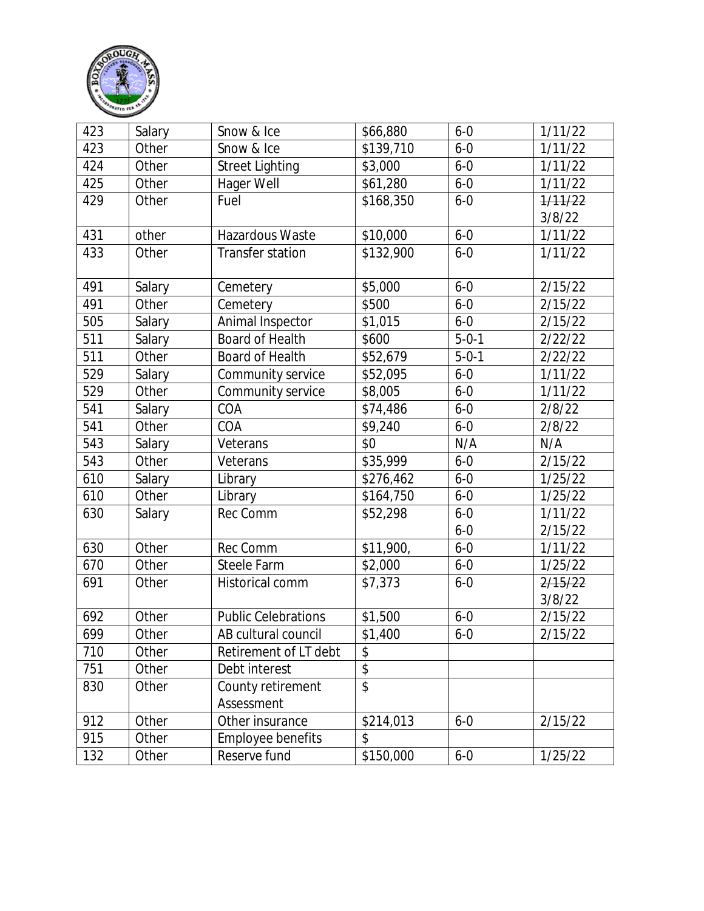| | | | | | |
|---|---|---|---|---|---|
| 423 | Salary | Snow & Ice | $66,880 | 6-0 | 1/11/22 |
| 423 | Other | Snow & Ice | $139,710 | 6-0 | 1/11/22 |
| 424 | Other | Street Lighting | $3,000 | 6-0 | 1/11/22 |
| 425 | Other | Hager Well | $61,280 | 6-0 | 1/11/22 |
| 429 | Other | Fuel | $168,350 | 6-0 | ~~1/11/22~~ 3/8/22 |
| 431 | other | Hazardous Waste | $10,000 | 6-0 | 1/11/22 |
| 433 | Other | Transfer station | $132,900 | 6-0 | 1/11/22 |
| 491 | Salary | Cemetery | $5,000 | 6-0 | 2/15/22 |
| 491 | Other | Cemetery | $500 | 6-0 | 2/15/22 |
| 505 | Salary | Animal Inspector | $1,015 | 6-0 | 2/15/22 |
| 511 | Salary | Board of Health | $600 | 5-0-1 | 2/22/22 |
| 511 | Other | Board of Health | $52,679 | 5-0-1 | 2/22/22 |
| 529 | Salary | Community service | $52,095 | 6-0 | 1/11/22 |
| 529 | Other | Community service | $8,005 | 6-0 | 1/11/22 |
| 541 | Salary | COA | $74,486 | 6-0 | 2/8/22 |
| 541 | Other | COA | $9,240 | 6-0 | 2/8/22 |
| 543 | Salary | Veterans | $0 | N/A | N/A |
| 543 | Other | Veterans | $35,999 | 6-0 | 2/15/22 |
| 610 | Salary | Library | $276,462 | 6-0 | 1/25/22 |
| 610 | Other | Library | $164,750 | 6-0 | 1/25/22 |
| 630 | Salary | Rec Comm | $52,298 | 6-0 6-0 | 1/11/22 2/15/22 |
| 630 | Other | Rec Comm | $11,900, | 6-0 | 1/11/22 |
| 670 | Other | Steele Farm | $2,000 | 6-0 | 1/25/22 |
| 691 | Other | Historical comm | $7,373 | 6-0 | ~~2/15/22~~ 3/8/22 |
| 692 | Other | Public Celebrations | $1,500 | 6-0 | 2/15/22 |
| 699 | Other | AB cultural council | $1,400 | 6-0 | 2/15/22 |
| 710 | Other | Retirement of LT debt | $ | | |
| 751 | Other | Debt interest | $ | | |
| 830 | Other | County retirement Assessment | $ | | |
| 912 | Other | Other insurance | $214,013 | 6-0 | 2/15/22 |
| 915 | Other | Employee benefits | $ | | |
| 132 | Other | Reserve fund | $150,000 | 6-0 | 1/25/22 |